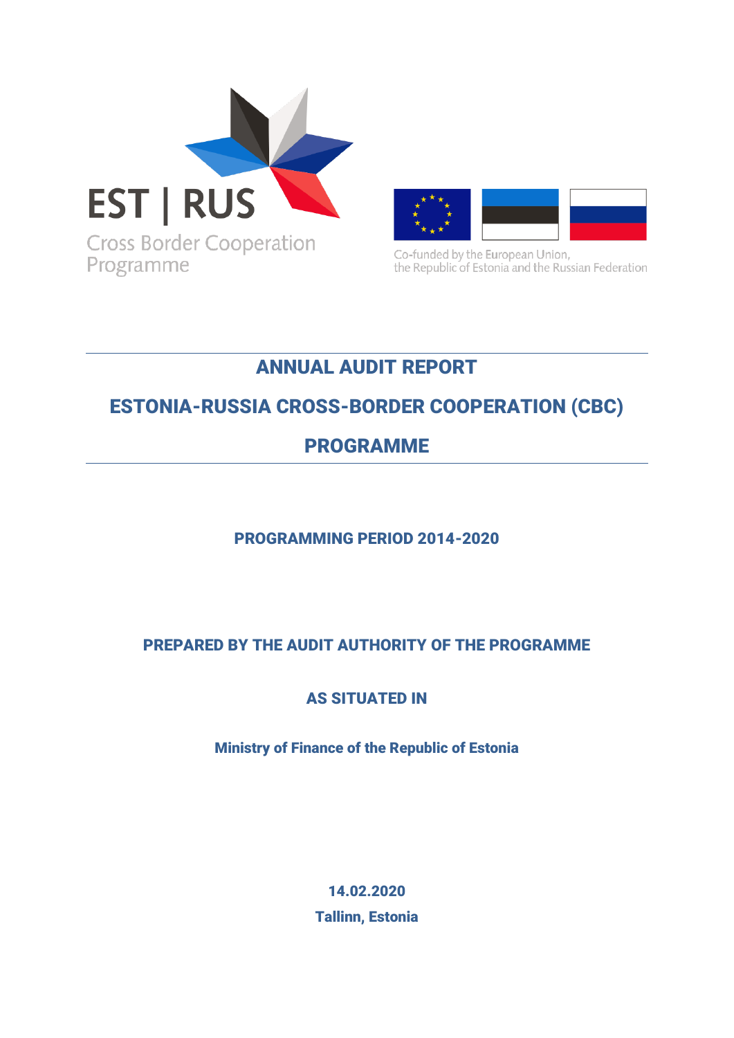EST | RUS

Cross Border Cooperation Programme

Co-funded by the European Union, the Republic of Estonia and the Russian Federation

# ANNUAL AUDIT REPORT

# ESTONIA-RUSSIA CROSS-BORDER COOPERATION (CBC) PROGRAMME

## PROGRAMMING PERIOD 2014-2020

## PREPARED BY THE AUDIT AUTHORITY OF THE PROGRAMME

## AS SITUATED IN

**Ministry of Finance of the Republic of Estonia**

**14.02.2020**

**Tallinn, Estonia**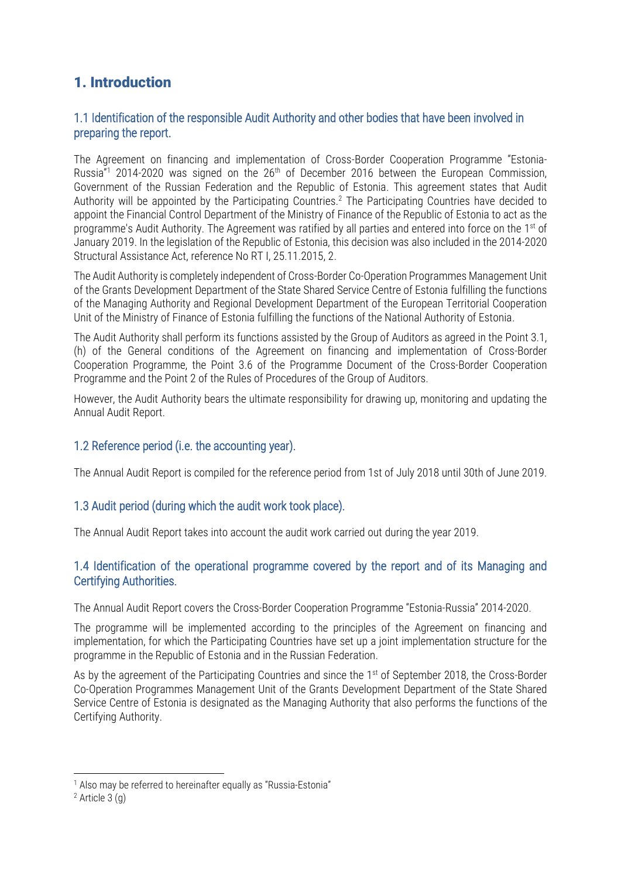# 1. Introduction

## 1.1 Identification of the responsible Audit Authority and other bodies that have been involved in preparing the report.

The Agreement on financing and implementation of Cross-Border Cooperation Programme "Estonia-Russia"[1] 2014-2020 was signed on the 26th of December 2016 between the European Commission, Government of the Russian Federation and the Republic of Estonia. This agreement states that Audit Authority will be appointed by the Participating Countries.[2] The Participating Countries have decided to appoint the Financial Control Department of the Ministry of Finance of the Republic of Estonia to act as the programme's Audit Authority. The Agreement was ratified by all parties and entered into force on the 1st of January 2019. In the legislation of the Republic of Estonia, this decision was also included in the 2014-2020 Structural Assistance Act, reference No RT I, 25.11.2015, 2.

The Audit Authority is completely independent of Cross-Border Co-Operation Programmes Management Unit of the Grants Development Department of the State Shared Service Centre of Estonia fulfilling the functions of the Managing Authority and Regional Development Department of the European Territorial Cooperation Unit of the Ministry of Finance of Estonia fulfilling the functions of the National Authority of Estonia.

The Audit Authority shall perform its functions assisted by the Group of Auditors as agreed in the Point 3.1, (h) of the General conditions of the Agreement on financing and implementation of Cross-Border Cooperation Programme, the Point 3.6 of the Programme Document of the Cross-Border Cooperation Programme and the Point 2 of the Rules of Procedures of the Group of Auditors.

However, the Audit Authority bears the ultimate responsibility for drawing up, monitoring and updating the Annual Audit Report.

## 1.2 Reference period (i.e. the accounting year).

The Annual Audit Report is compiled for the reference period from 1st of July 2018 until 30th of June 2019.

## 1.3 Audit period (during which the audit work took place).

The Annual Audit Report takes into account the audit work carried out during the year 2019.

## 1.4 Identification of the operational programme covered by the report and of its Managing and Certifying Authorities.

The Annual Audit Report covers the Cross-Border Cooperation Programme "Estonia-Russia" 2014-2020.

The programme will be implemented according to the principles of the Agreement on financing and implementation, for which the Participating Countries have set up a joint implementation structure for the programme in the Republic of Estonia and in the Russian Federation.

As by the agreement of the Participating Countries and since the 1st of September 2018, the Cross-Border Co-Operation Programmes Management Unit of the Grants Development Department of the State Shared Service Centre of Estonia is designated as the Managing Authority that also performs the functions of the Certifying Authority.

---

[1] Also may be referred to hereinafter equally as "Russia-Estonia"

[2] Article 3 (g)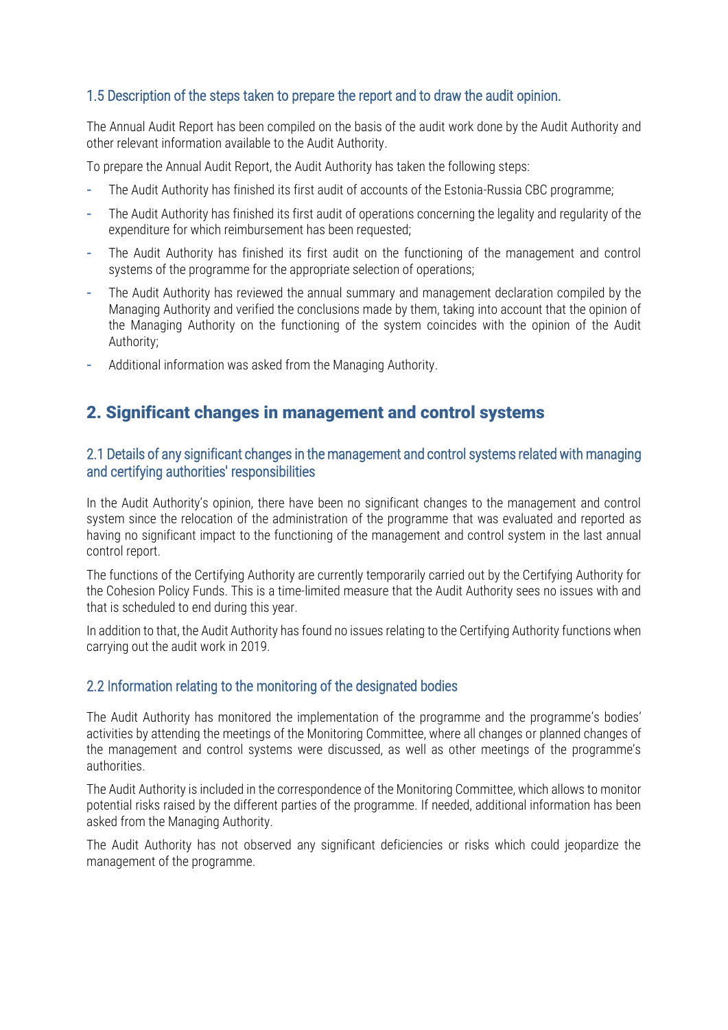### 1.5 Description of the steps taken to prepare the report and to draw the audit opinion.

The Annual Audit Report has been compiled on the basis of the audit work done by the Audit Authority and other relevant information available to the Audit Authority.

To prepare the Annual Audit Report, the Audit Authority has taken the following steps:

- The Audit Authority has finished its first audit of accounts of the Estonia-Russia CBC programme;
- The Audit Authority has finished its first audit of operations concerning the legality and regularity of the expenditure for which reimbursement has been requested;
- The Audit Authority has finished its first audit on the functioning of the management and control systems of the programme for the appropriate selection of operations;
- The Audit Authority has reviewed the annual summary and management declaration compiled by the Managing Authority and verified the conclusions made by them, taking into account that the opinion of the Managing Authority on the functioning of the system coincides with the opinion of the Audit Authority;
- Additional information was asked from the Managing Authority.

## 2. Significant changes in management and control systems

### 2.1 Details of any significant changes in the management and control systems related with managing and certifying authorities' responsibilities

In the Audit Authority's opinion, there have been no significant changes to the management and control system since the relocation of the administration of the programme that was evaluated and reported as having no significant impact to the functioning of the management and control system in the last annual control report.

The functions of the Certifying Authority are currently temporarily carried out by the Certifying Authority for the Cohesion Policy Funds. This is a time-limited measure that the Audit Authority sees no issues with and that is scheduled to end during this year.

In addition to that, the Audit Authority has found no issues relating to the Certifying Authority functions when carrying out the audit work in 2019.

### 2.2 Information relating to the monitoring of the designated bodies

The Audit Authority has monitored the implementation of the programme and the programme's bodies' activities by attending the meetings of the Monitoring Committee, where all changes or planned changes of the management and control systems were discussed, as well as other meetings of the programme's authorities.

The Audit Authority is included in the correspondence of the Monitoring Committee, which allows to monitor potential risks raised by the different parties of the programme. If needed, additional information has been asked from the Managing Authority.

The Audit Authority has not observed any significant deficiencies or risks which could jeopardize the management of the programme.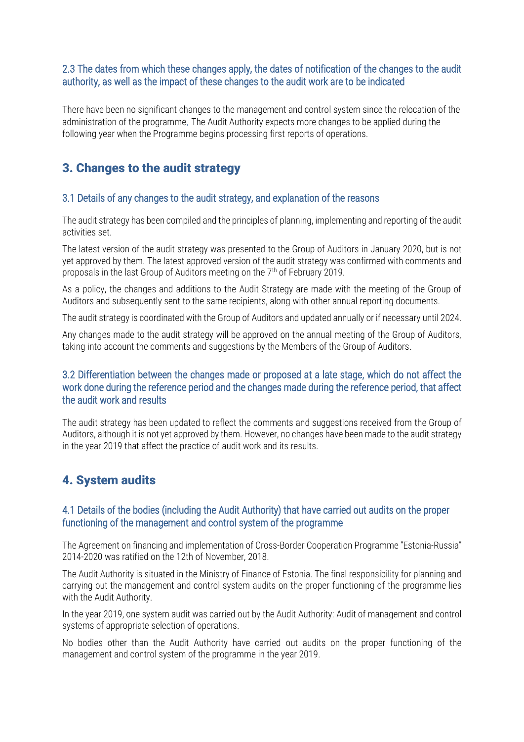### 2.3 The dates from which these changes apply, the dates of notification of the changes to the audit authority, as well as the impact of these changes to the audit work are to be indicated

There have been no significant changes to the management and control system since the relocation of the administration of the programme. The Audit Authority expects more changes to be applied during the following year when the Programme begins processing first reports of operations.

## 3. Changes to the audit strategy

### 3.1 Details of any changes to the audit strategy, and explanation of the reasons

The audit strategy has been compiled and the principles of planning, implementing and reporting of the audit activities set.

The latest version of the audit strategy was presented to the Group of Auditors in January 2020, but is not yet approved by them. The latest approved version of the audit strategy was confirmed with comments and proposals in the last Group of Auditors meeting on the 7th of February 2019.

As a policy, the changes and additions to the Audit Strategy are made with the meeting of the Group of Auditors and subsequently sent to the same recipients, along with other annual reporting documents.

The audit strategy is coordinated with the Group of Auditors and updated annually or if necessary until 2024.

Any changes made to the audit strategy will be approved on the annual meeting of the Group of Auditors, taking into account the comments and suggestions by the Members of the Group of Auditors.

### 3.2 Differentiation between the changes made or proposed at a late stage, which do not affect the work done during the reference period and the changes made during the reference period, that affect the audit work and results

The audit strategy has been updated to reflect the comments and suggestions received from the Group of Auditors, although it is not yet approved by them. However, no changes have been made to the audit strategy in the year 2019 that affect the practice of audit work and its results.

## 4. System audits

### 4.1 Details of the bodies (including the Audit Authority) that have carried out audits on the proper functioning of the management and control system of the programme

The Agreement on financing and implementation of Cross-Border Cooperation Programme "Estonia-Russia" 2014-2020 was ratified on the 12th of November, 2018.

The Audit Authority is situated in the Ministry of Finance of Estonia. The final responsibility for planning and carrying out the management and control system audits on the proper functioning of the programme lies with the Audit Authority.

In the year 2019, one system audit was carried out by the Audit Authority: Audit of management and control systems of appropriate selection of operations.

No bodies other than the Audit Authority have carried out audits on the proper functioning of the management and control system of the programme in the year 2019.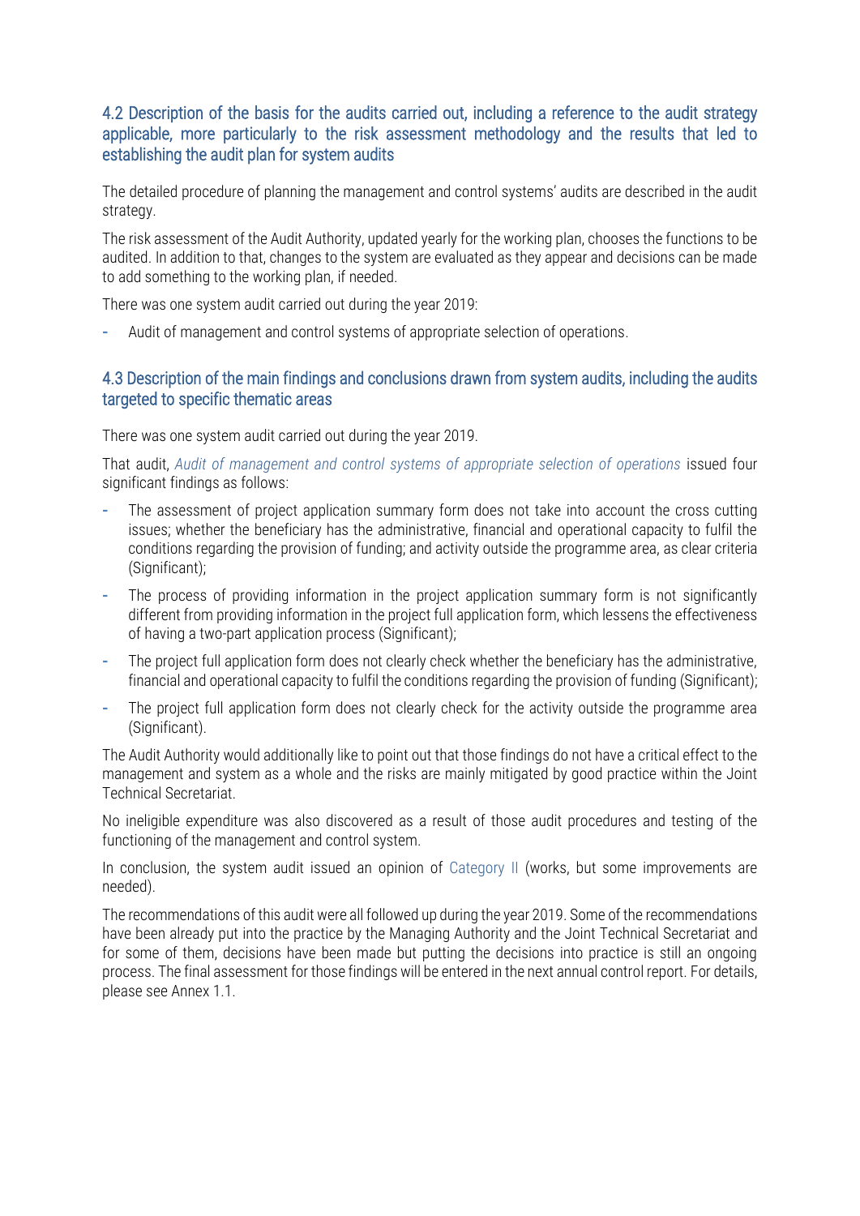## 4.2 Description of the basis for the audits carried out, including a reference to the audit strategy applicable, more particularly to the risk assessment methodology and the results that led to establishing the audit plan for system audits

The detailed procedure of planning the management and control systems' audits are described in the audit strategy.

The risk assessment of the Audit Authority, updated yearly for the working plan, chooses the functions to be audited. In addition to that, changes to the system are evaluated as they appear and decisions can be made to add something to the working plan, if needed.

There was one system audit carried out during the year 2019:

- Audit of management and control systems of appropriate selection of operations.

## 4.3 Description of the main findings and conclusions drawn from system audits, including the audits targeted to specific thematic areas

There was one system audit carried out during the year 2019.

That audit, *Audit of management and control systems of appropriate selection of operations* issued four significant findings as follows:

- The assessment of project application summary form does not take into account the cross cutting issues; whether the beneficiary has the administrative, financial and operational capacity to fulfil the conditions regarding the provision of funding; and activity outside the programme area, as clear criteria (Significant);
- The process of providing information in the project application summary form is not significantly different from providing information in the project full application form, which lessens the effectiveness of having a two-part application process (Significant);
- The project full application form does not clearly check whether the beneficiary has the administrative, financial and operational capacity to fulfil the conditions regarding the provision of funding (Significant);
- The project full application form does not clearly check for the activity outside the programme area (Significant).

The Audit Authority would additionally like to point out that those findings do not have a critical effect to the management and system as a whole and the risks are mainly mitigated by good practice within the Joint Technical Secretariat.

No ineligible expenditure was also discovered as a result of those audit procedures and testing of the functioning of the management and control system.

In conclusion, the system audit issued an opinion of Category II (works, but some improvements are needed).

The recommendations of this audit were all followed up during the year 2019. Some of the recommendations have been already put into the practice by the Managing Authority and the Joint Technical Secretariat and for some of them, decisions have been made but putting the decisions into practice is still an ongoing process. The final assessment for those findings will be entered in the next annual control report. For details, please see Annex 1.1.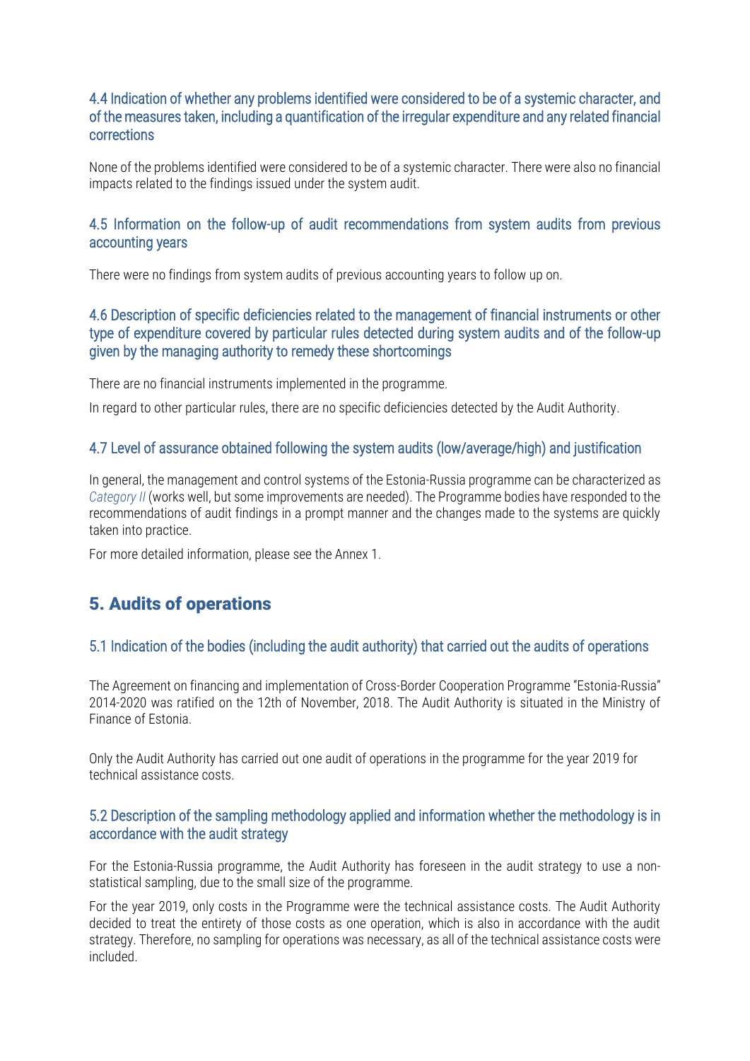### 4.4 Indication of whether any problems identified were considered to be of a systemic character, and of the measures taken, including a quantification of the irregular expenditure and any related financial corrections

None of the problems identified were considered to be of a systemic character. There were also no financial impacts related to the findings issued under the system audit.

### 4.5 Information on the follow-up of audit recommendations from system audits from previous accounting years

There were no findings from system audits of previous accounting years to follow up on.

### 4.6 Description of specific deficiencies related to the management of financial instruments or other type of expenditure covered by particular rules detected during system audits and of the follow-up given by the managing authority to remedy these shortcomings

There are no financial instruments implemented in the programme.

In regard to other particular rules, there are no specific deficiencies detected by the Audit Authority.

### 4.7 Level of assurance obtained following the system audits (low/average/high) and justification

In general, the management and control systems of the Estonia-Russia programme can be characterized as *Category II* (works well, but some improvements are needed). The Programme bodies have responded to the recommendations of audit findings in a prompt manner and the changes made to the systems are quickly taken into practice.

For more detailed information, please see the Annex 1.

## 5. Audits of operations

### 5.1 Indication of the bodies (including the audit authority) that carried out the audits of operations

The Agreement on financing and implementation of Cross-Border Cooperation Programme "Estonia-Russia" 2014-2020 was ratified on the 12th of November, 2018. The Audit Authority is situated in the Ministry of Finance of Estonia.

Only the Audit Authority has carried out one audit of operations in the programme for the year 2019 for technical assistance costs.

### 5.2 Description of the sampling methodology applied and information whether the methodology is in accordance with the audit strategy

For the Estonia-Russia programme, the Audit Authority has foreseen in the audit strategy to use a non-statistical sampling, due to the small size of the programme.

For the year 2019, only costs in the Programme were the technical assistance costs. The Audit Authority decided to treat the entirety of those costs as one operation, which is also in accordance with the audit strategy. Therefore, no sampling for operations was necessary, as all of the technical assistance costs were included.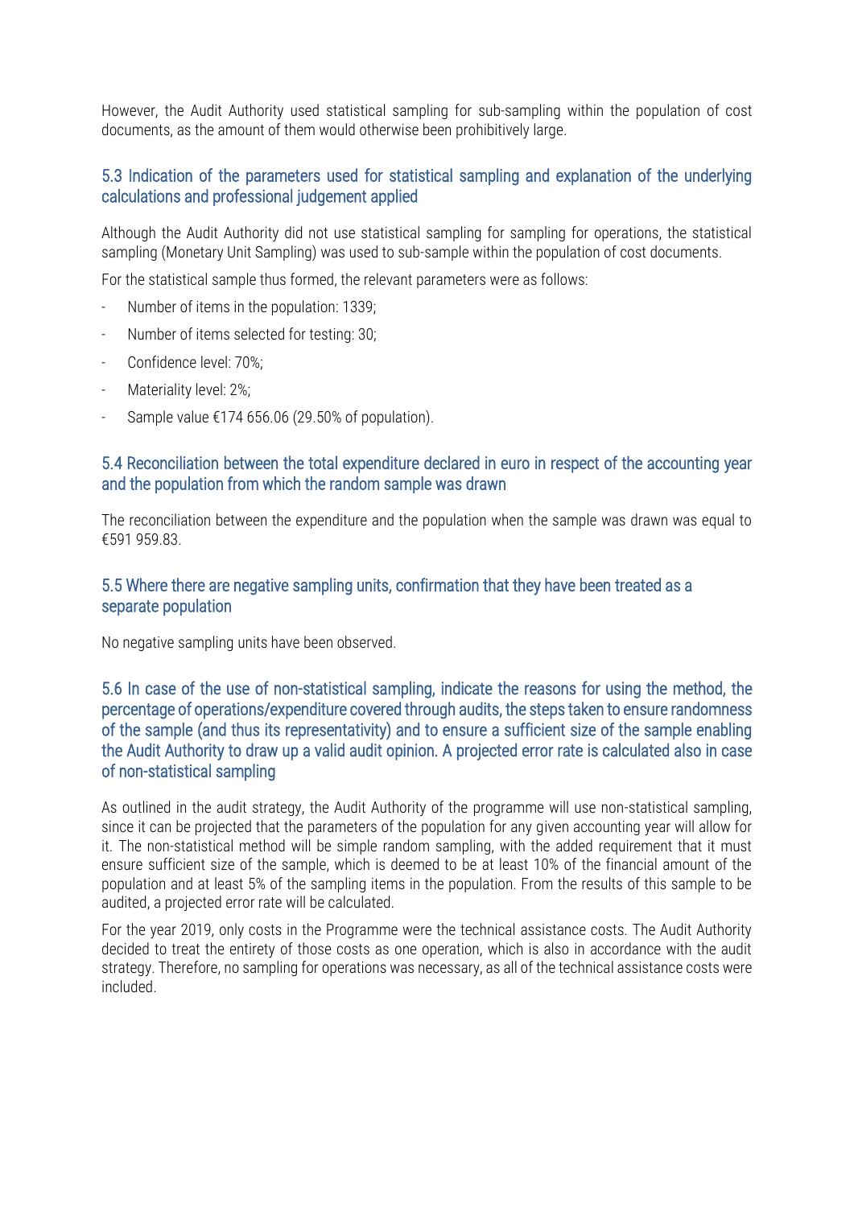However, the Audit Authority used statistical sampling for sub-sampling within the population of cost documents, as the amount of them would otherwise been prohibitively large.

## 5.3 Indication of the parameters used for statistical sampling and explanation of the underlying calculations and professional judgement applied

Although the Audit Authority did not use statistical sampling for sampling for operations, the statistical sampling (Monetary Unit Sampling) was used to sub-sample within the population of cost documents.

For the statistical sample thus formed, the relevant parameters were as follows:

- Number of items in the population: 1339;
- Number of items selected for testing: 30;
- Confidence level: 70%;
- Materiality level: 2%;
- Sample value €174 656.06 (29.50% of population).

## 5.4 Reconciliation between the total expenditure declared in euro in respect of the accounting year and the population from which the random sample was drawn

The reconciliation between the expenditure and the population when the sample was drawn was equal to €591 959.83.

## 5.5 Where there are negative sampling units, confirmation that they have been treated as a separate population

No negative sampling units have been observed.

## 5.6 In case of the use of non-statistical sampling, indicate the reasons for using the method, the percentage of operations/expenditure covered through audits, the steps taken to ensure randomness of the sample (and thus its representativity) and to ensure a sufficient size of the sample enabling the Audit Authority to draw up a valid audit opinion. A projected error rate is calculated also in case of non-statistical sampling

As outlined in the audit strategy, the Audit Authority of the programme will use non-statistical sampling, since it can be projected that the parameters of the population for any given accounting year will allow for it. The non-statistical method will be simple random sampling, with the added requirement that it must ensure sufficient size of the sample, which is deemed to be at least 10% of the financial amount of the population and at least 5% of the sampling items in the population. From the results of this sample to be audited, a projected error rate will be calculated.

For the year 2019, only costs in the Programme were the technical assistance costs. The Audit Authority decided to treat the entirety of those costs as one operation, which is also in accordance with the audit strategy. Therefore, no sampling for operations was necessary, as all of the technical assistance costs were included.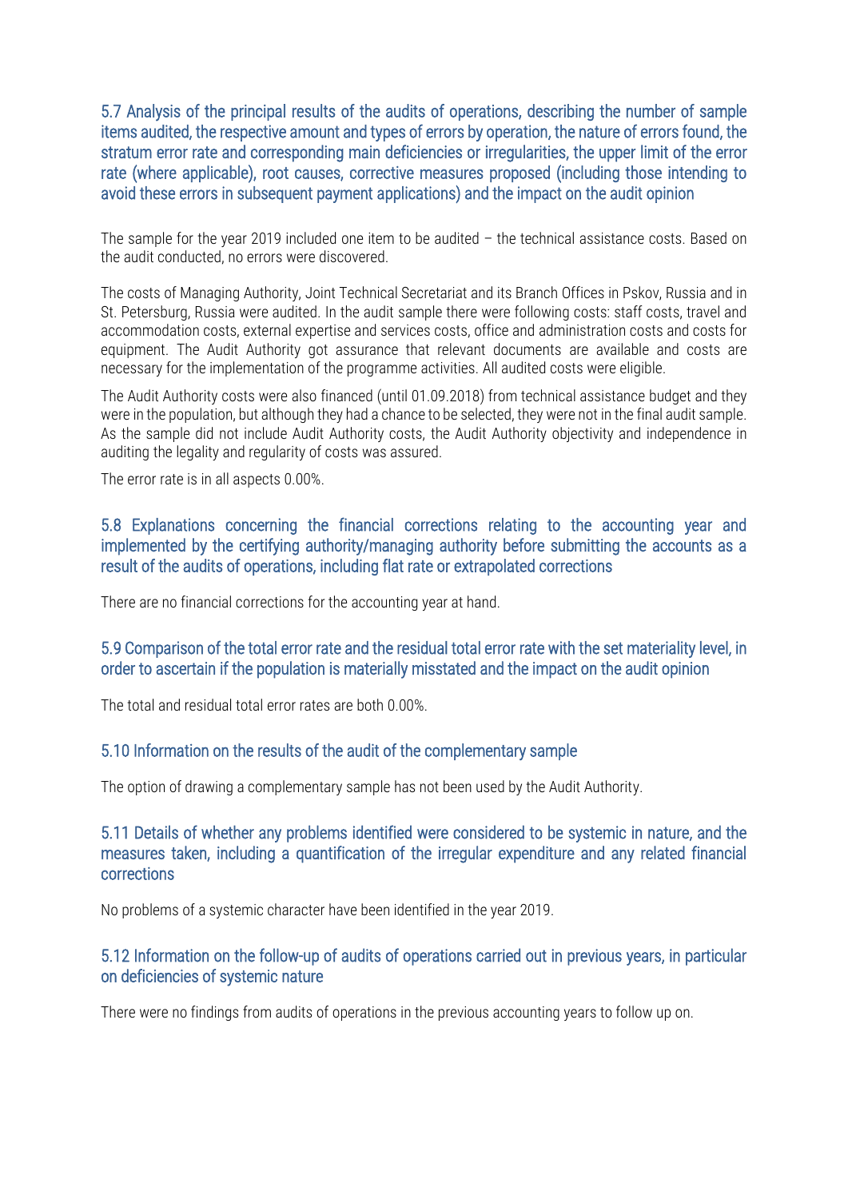### 5.7 Analysis of the principal results of the audits of operations, describing the number of sample items audited, the respective amount and types of errors by operation, the nature of errors found, the stratum error rate and corresponding main deficiencies or irregularities, the upper limit of the error rate (where applicable), root causes, corrective measures proposed (including those intending to avoid these errors in subsequent payment applications) and the impact on the audit opinion

The sample for the year 2019 included one item to be audited – the technical assistance costs. Based on the audit conducted, no errors were discovered.

The costs of Managing Authority, Joint Technical Secretariat and its Branch Offices in Pskov, Russia and in St. Petersburg, Russia were audited. In the audit sample there were following costs: staff costs, travel and accommodation costs, external expertise and services costs, office and administration costs and costs for equipment. The Audit Authority got assurance that relevant documents are available and costs are necessary for the implementation of the programme activities. All audited costs were eligible.

The Audit Authority costs were also financed (until 01.09.2018) from technical assistance budget and they were in the population, but although they had a chance to be selected, they were not in the final audit sample. As the sample did not include Audit Authority costs, the Audit Authority objectivity and independence in auditing the legality and regularity of costs was assured.

The error rate is in all aspects 0.00%.

### 5.8 Explanations concerning the financial corrections relating to the accounting year and implemented by the certifying authority/managing authority before submitting the accounts as a result of the audits of operations, including flat rate or extrapolated corrections

There are no financial corrections for the accounting year at hand.

### 5.9 Comparison of the total error rate and the residual total error rate with the set materiality level, in order to ascertain if the population is materially misstated and the impact on the audit opinion

The total and residual total error rates are both 0.00%.

### 5.10 Information on the results of the audit of the complementary sample

The option of drawing a complementary sample has not been used by the Audit Authority.

### 5.11 Details of whether any problems identified were considered to be systemic in nature, and the measures taken, including a quantification of the irregular expenditure and any related financial corrections

No problems of a systemic character have been identified in the year 2019.

### 5.12 Information on the follow-up of audits of operations carried out in previous years, in particular on deficiencies of systemic nature

There were no findings from audits of operations in the previous accounting years to follow up on.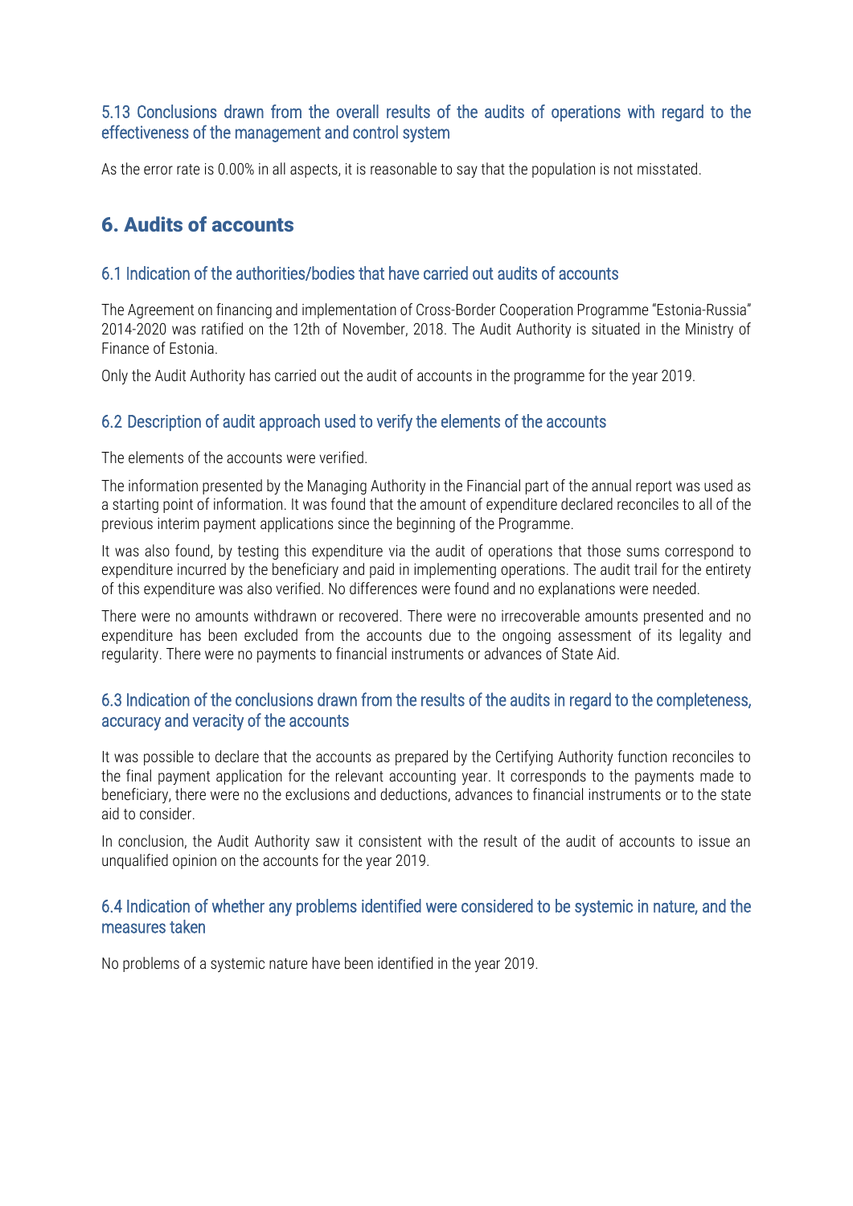### 5.13 Conclusions drawn from the overall results of the audits of operations with regard to the effectiveness of the management and control system

As the error rate is 0.00% in all aspects, it is reasonable to say that the population is not misstated.

## 6. Audits of accounts

### 6.1 Indication of the authorities/bodies that have carried out audits of accounts

The Agreement on financing and implementation of Cross-Border Cooperation Programme "Estonia-Russia" 2014-2020 was ratified on the 12th of November, 2018. The Audit Authority is situated in the Ministry of Finance of Estonia.

Only the Audit Authority has carried out the audit of accounts in the programme for the year 2019.

### 6.2 Description of audit approach used to verify the elements of the accounts

The elements of the accounts were verified.

The information presented by the Managing Authority in the Financial part of the annual report was used as a starting point of information. It was found that the amount of expenditure declared reconciles to all of the previous interim payment applications since the beginning of the Programme.

It was also found, by testing this expenditure via the audit of operations that those sums correspond to expenditure incurred by the beneficiary and paid in implementing operations. The audit trail for the entirety of this expenditure was also verified. No differences were found and no explanations were needed.

There were no amounts withdrawn or recovered. There were no irrecoverable amounts presented and no expenditure has been excluded from the accounts due to the ongoing assessment of its legality and regularity. There were no payments to financial instruments or advances of State Aid.

### 6.3 Indication of the conclusions drawn from the results of the audits in regard to the completeness, accuracy and veracity of the accounts

It was possible to declare that the accounts as prepared by the Certifying Authority function reconciles to the final payment application for the relevant accounting year. It corresponds to the payments made to beneficiary, there were no the exclusions and deductions, advances to financial instruments or to the state aid to consider.

In conclusion, the Audit Authority saw it consistent with the result of the audit of accounts to issue an unqualified opinion on the accounts for the year 2019.

### 6.4 Indication of whether any problems identified were considered to be systemic in nature, and the measures taken

No problems of a systemic nature have been identified in the year 2019.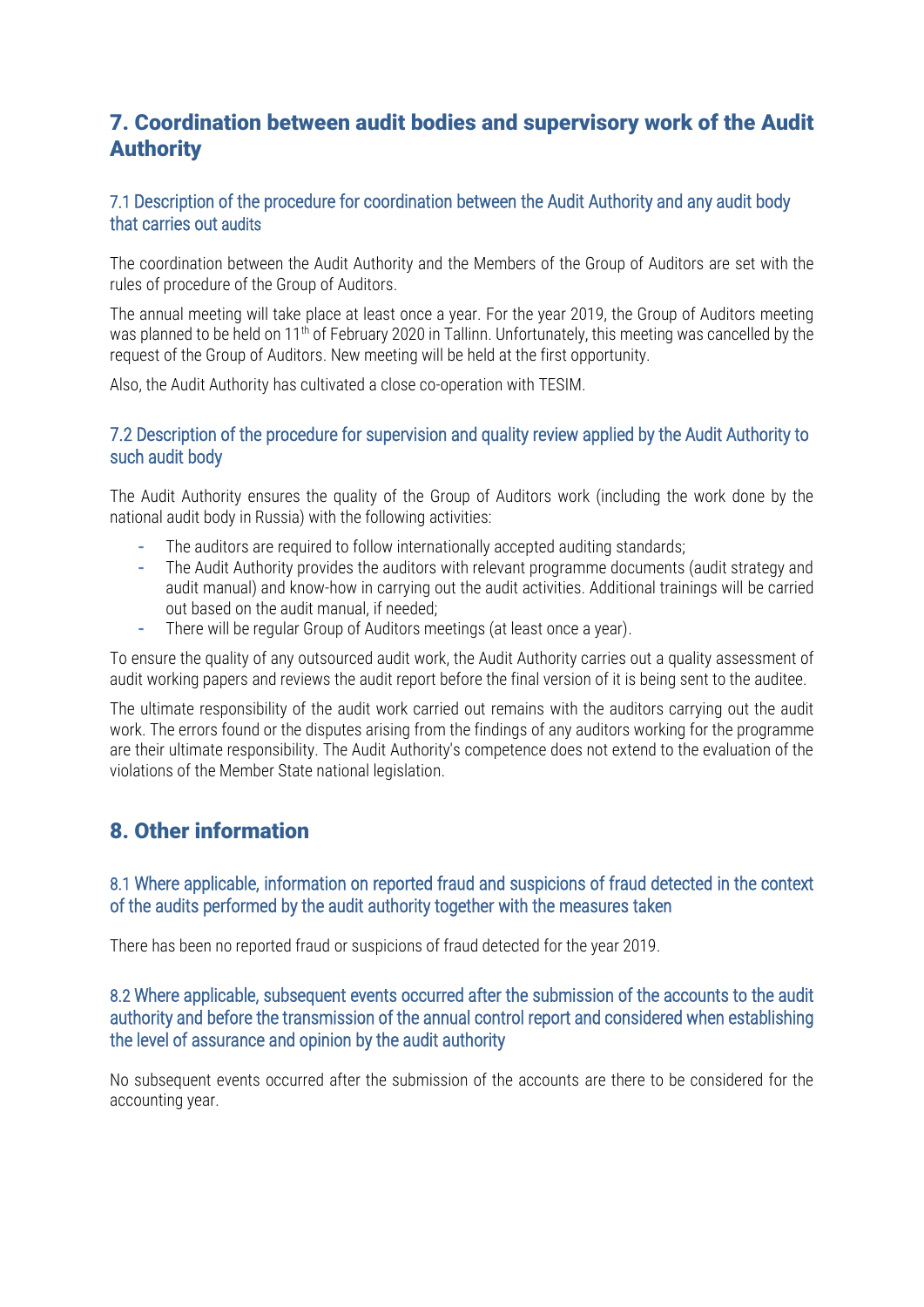## 7. Coordination between audit bodies and supervisory work of the Audit Authority

### 7.1 Description of the procedure for coordination between the Audit Authority and any audit body that carries out audits

The coordination between the Audit Authority and the Members of the Group of Auditors are set with the rules of procedure of the Group of Auditors.

The annual meeting will take place at least once a year. For the year 2019, the Group of Auditors meeting was planned to be held on 11th of February 2020 in Tallinn. Unfortunately, this meeting was cancelled by the request of the Group of Auditors. New meeting will be held at the first opportunity.

Also, the Audit Authority has cultivated a close co-operation with TESIM.

### 7.2 Description of the procedure for supervision and quality review applied by the Audit Authority to such audit body

The Audit Authority ensures the quality of the Group of Auditors work (including the work done by the national audit body in Russia) with the following activities:

- The auditors are required to follow internationally accepted auditing standards;
- The Audit Authority provides the auditors with relevant programme documents (audit strategy and audit manual) and know-how in carrying out the audit activities. Additional trainings will be carried out based on the audit manual, if needed;
- There will be regular Group of Auditors meetings (at least once a year).

To ensure the quality of any outsourced audit work, the Audit Authority carries out a quality assessment of audit working papers and reviews the audit report before the final version of it is being sent to the auditee.

The ultimate responsibility of the audit work carried out remains with the auditors carrying out the audit work. The errors found or the disputes arising from the findings of any auditors working for the programme are their ultimate responsibility. The Audit Authority's competence does not extend to the evaluation of the violations of the Member State national legislation.

## 8. Other information

### 8.1 Where applicable, information on reported fraud and suspicions of fraud detected in the context of the audits performed by the audit authority together with the measures taken

There has been no reported fraud or suspicions of fraud detected for the year 2019.

### 8.2 Where applicable, subsequent events occurred after the submission of the accounts to the audit authority and before the transmission of the annual control report and considered when establishing the level of assurance and opinion by the audit authority

No subsequent events occurred after the submission of the accounts are there to be considered for the accounting year.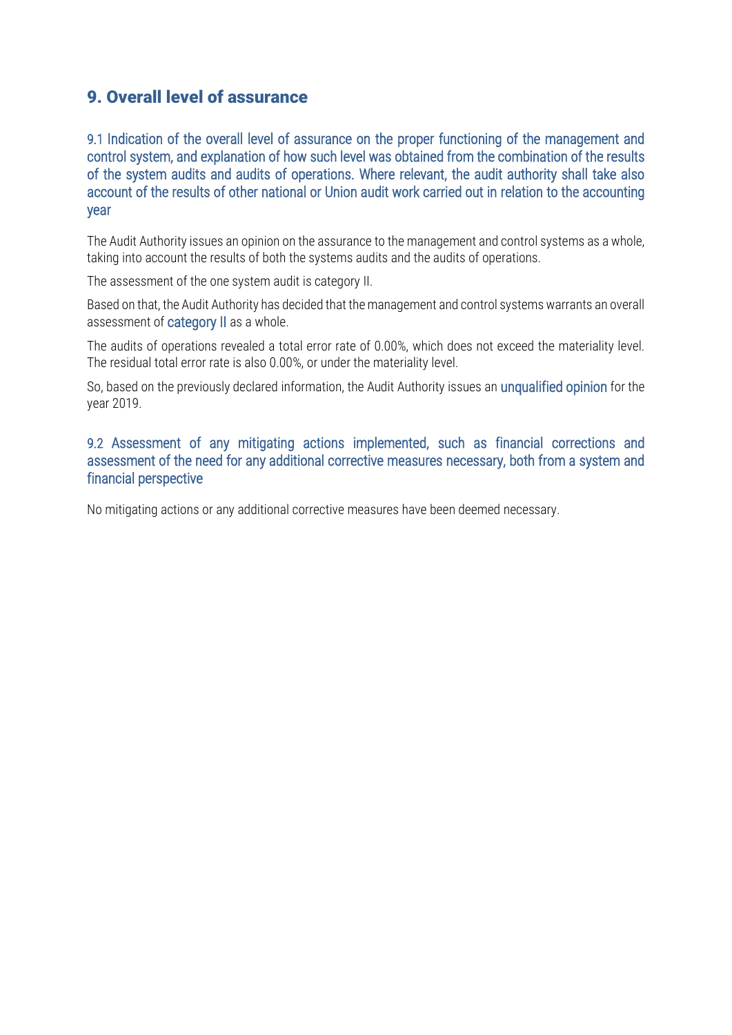## 9. Overall level of assurance

### 9.1 Indication of the overall level of assurance on the proper functioning of the management and control system, and explanation of how such level was obtained from the combination of the results of the system audits and audits of operations. Where relevant, the audit authority shall take also account of the results of other national or Union audit work carried out in relation to the accounting year

The Audit Authority issues an opinion on the assurance to the management and control systems as a whole, taking into account the results of both the systems audits and the audits of operations.

The assessment of the one system audit is category II.

Based on that, the Audit Authority has decided that the management and control systems warrants an overall assessment of category II as a whole.

The audits of operations revealed a total error rate of 0.00%, which does not exceed the materiality level. The residual total error rate is also 0.00%, or under the materiality level.

So, based on the previously declared information, the Audit Authority issues an unqualified opinion for the year 2019.

### 9.2 Assessment of any mitigating actions implemented, such as financial corrections and assessment of the need for any additional corrective measures necessary, both from a system and financial perspective

No mitigating actions or any additional corrective measures have been deemed necessary.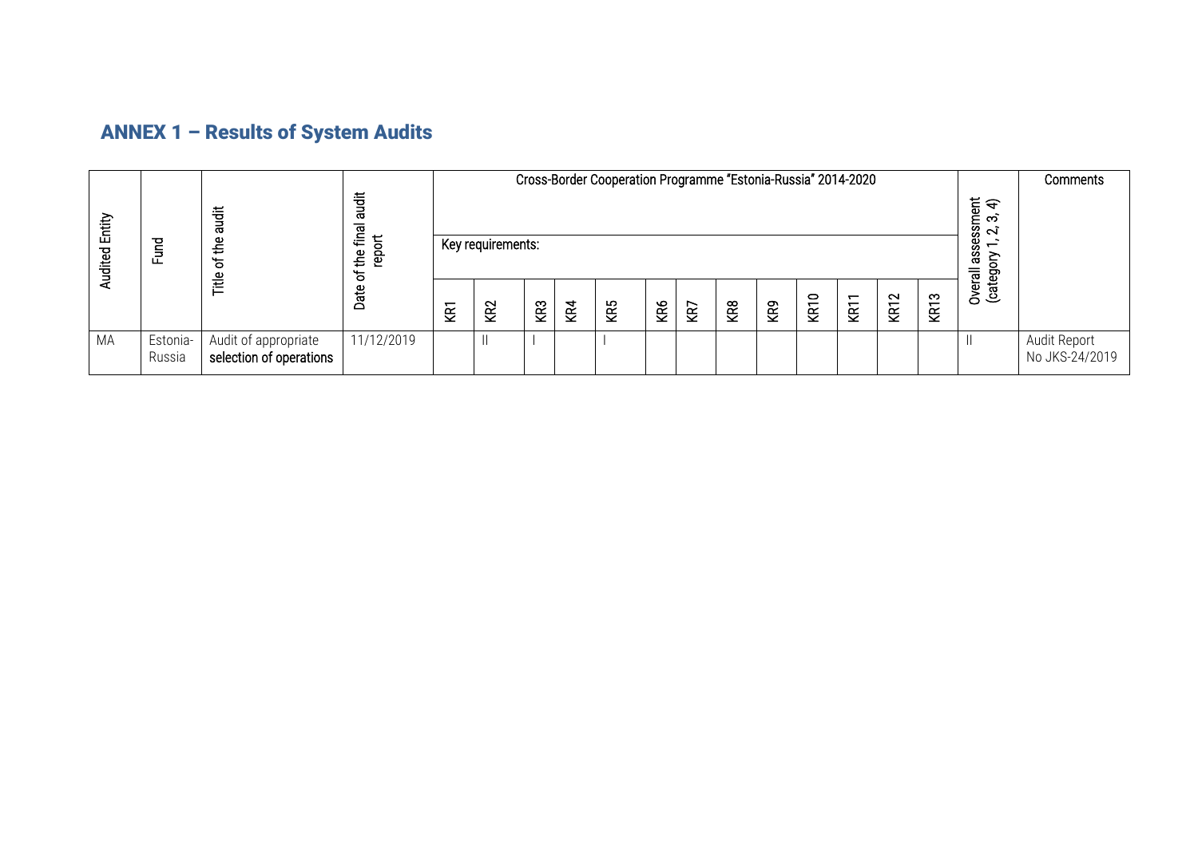## ANNEX 1 – Results of System Audits

| Audited Entity | Fund | Title of the audit | Date of the final audit report | Cross-Border Cooperation Programme "Estonia-Russia" 2014-2020 | | | | | | | | | | | | | Overall assessment (category 1, 2, 3, 4) | Comments |
|---|---|---|---|---|---|---|---|---|---|---|---|---|---|---|---|---|---|---|
| | | | | Key requirements: | | | | | | | | | | | | | | |
| | | | | KR1 | KR2 | KR3 | KR4 | KR5 | KR6 | KR7 | KR8 | KR9 | KR10 | KR11 | KR12 | KR13 | | |
| MA | Estonia-Russia | Audit of appropriate selection of operations | 11/12/2019 | | II | I | | I | | | | | | | | | II | Audit Report No JKS-24/2019 |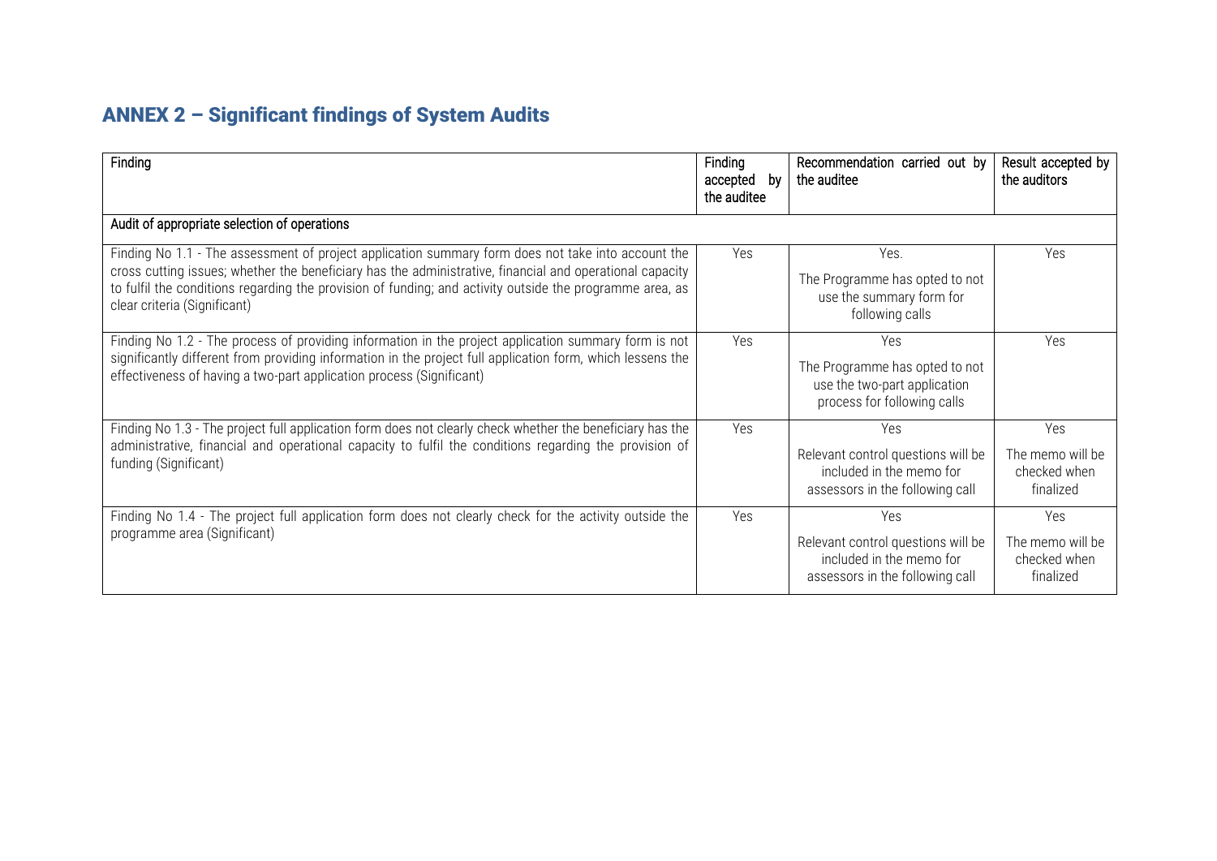## ANNEX 2 – Significant findings of System Audits

| Finding | Finding accepted by the auditee | Recommendation carried out by the auditee | Result accepted by the auditors |
|---|---|---|---|
| Audit of appropriate selection of operations | | | |
| Finding No 1.1 - The assessment of project application summary form does not take into account the cross cutting issues; whether the beneficiary has the administrative, financial and operational capacity to fulfil the conditions regarding the provision of funding; and activity outside the programme area, as clear criteria (Significant) | Yes | Yes.<br>The Programme has opted to not use the summary form for following calls | Yes |
| Finding No 1.2 - The process of providing information in the project application summary form is not significantly different from providing information in the project full application form, which lessens the effectiveness of having a two-part application process (Significant) | Yes | Yes<br>The Programme has opted to not use the two-part application process for following calls | Yes |
| Finding No 1.3 - The project full application form does not clearly check whether the beneficiary has the administrative, financial and operational capacity to fulfil the conditions regarding the provision of funding (Significant) | Yes | Yes<br>Relevant control questions will be included in the memo for assessors in the following call | Yes<br>The memo will be checked when finalized |
| Finding No 1.4 - The project full application form does not clearly check for the activity outside the programme area (Significant) | Yes | Yes<br>Relevant control questions will be included in the memo for assessors in the following call | Yes<br>The memo will be checked when finalized |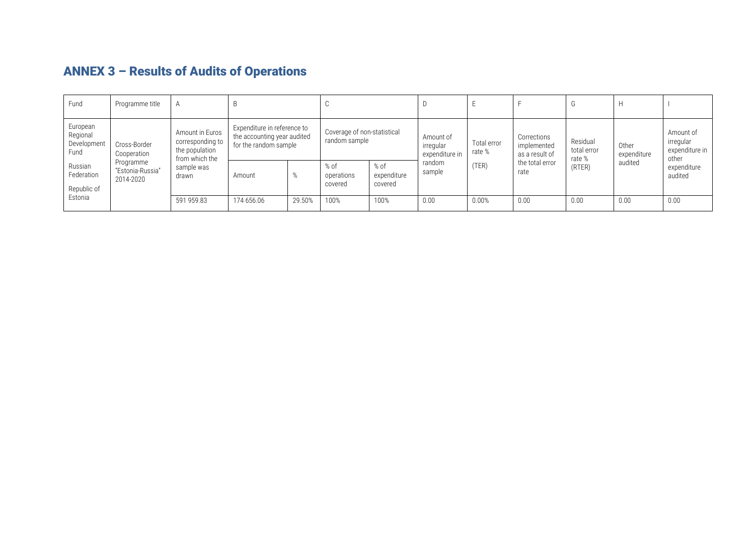## ANNEX 3 – Results of Audits of Operations

| Fund | Programme title | A | B | | C | | D | E | F | G | H | I |
|---|---|---|---|---|---|---|---|---|---|---|---|---|
| European Regional Development Fund<br>Russian Federation<br>Republic of Estonia | Cross-Border Cooperation Programme "Estonia-Russia" 2014-2020 | Amount in Euros corresponding to the population from which the sample was drawn | Expenditure in reference to the accounting year audited for the random sample | | Coverage of non-statistical random sample | | Amount of irregular expenditure in random sample | Total error rate % (TER) | Corrections implemented as a result of the total error rate | Residual total error rate % (RTER) | Other expenditure audited | Amount of irregular expenditure in other expenditure audited |
| | | | Amount | % | % of operations covered | % of expenditure covered | | | | | | |
| | | 591 959.83 | 174 656.06 | 29.50% | 100% | 100% | 0.00 | 0.00% | 0.00 | 0.00 | 0.00 | 0.00 |